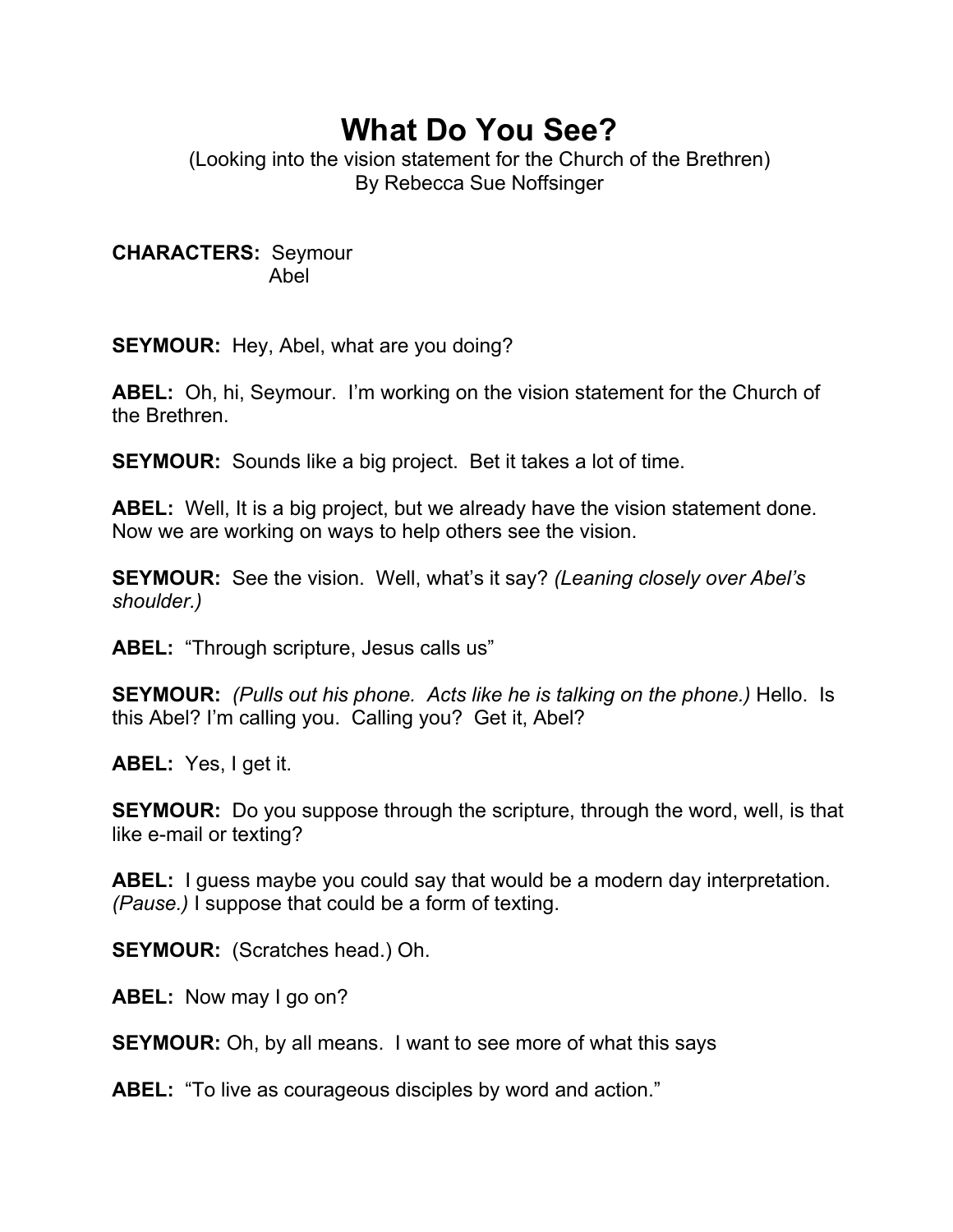# What Do You See?

(Looking into the vision statement for the Church of the Brethren)
By Rebecca Sue Noffsinger

**CHARACTERS:** Seymour
Abel

**SEYMOUR:** Hey, Abel, what are you doing?

**ABEL:** Oh, hi, Seymour. I'm working on the vision statement for the Church of the Brethren.

**SEYMOUR:** Sounds like a big project. Bet it takes a lot of time.

**ABEL:** Well, It is a big project, but we already have the vision statement done. Now we are working on ways to help others see the vision.

**SEYMOUR:** See the vision. Well, what's it say? *(Leaning closely over Abel's shoulder.)*

**ABEL:** "Through scripture, Jesus calls us"

**SEYMOUR:** *(Pulls out his phone. Acts like he is talking on the phone.)* Hello. Is this Abel? I'm calling you. Calling you? Get it, Abel?

**ABEL:** Yes, I get it.

**SEYMOUR:** Do you suppose through the scripture, through the word, well, is that like e-mail or texting?

**ABEL:** I guess maybe you could say that would be a modern day interpretation. *(Pause.)* I suppose that could be a form of texting.

**SEYMOUR:** (Scratches head.) Oh.

**ABEL:** Now may I go on?

**SEYMOUR:** Oh, by all means. I want to see more of what this says

**ABEL:** "To live as courageous disciples by word and action."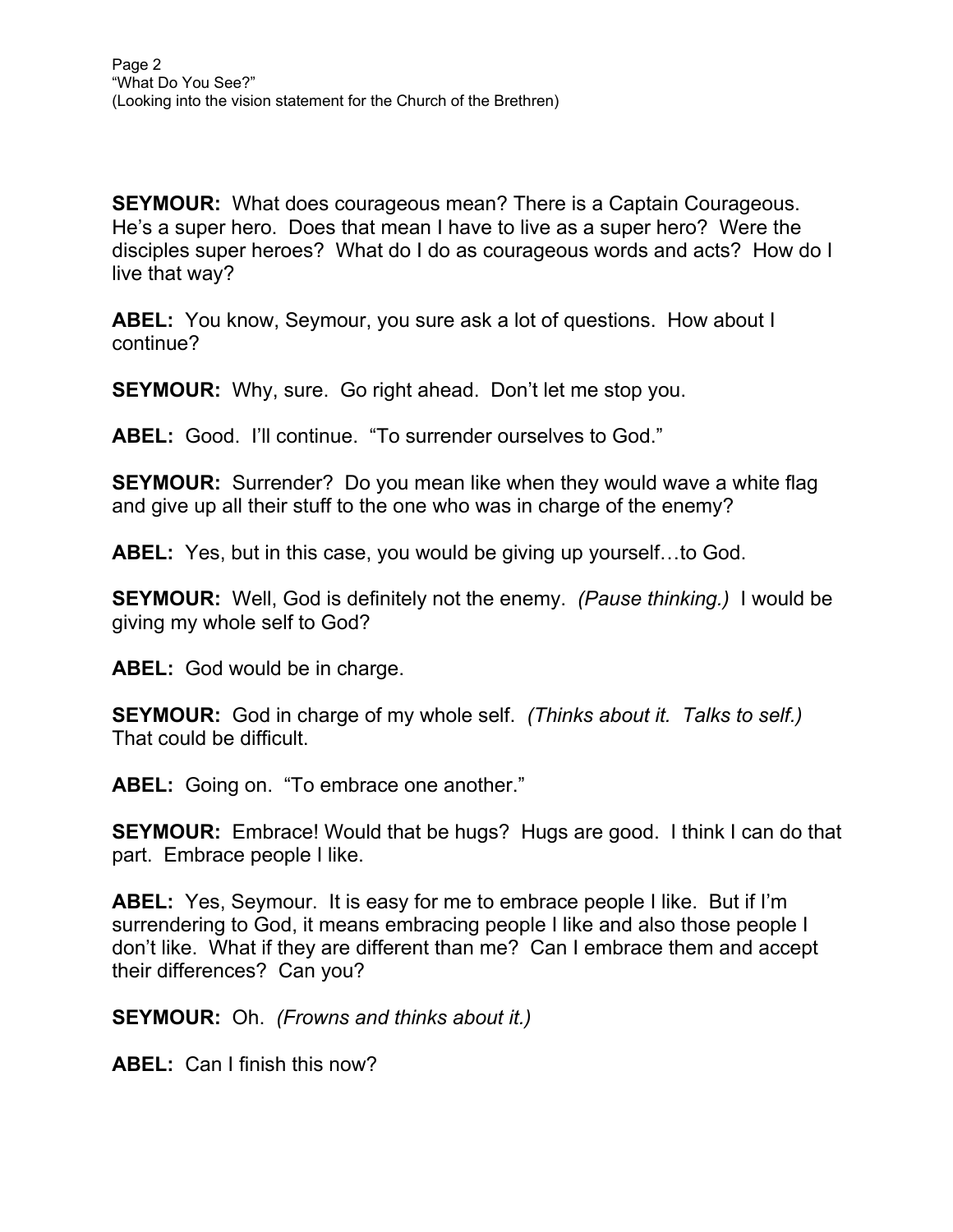**SEYMOUR:** What does courageous mean? There is a Captain Courageous. He's a super hero. Does that mean I have to live as a super hero? Were the disciples super heroes? What do I do as courageous words and acts? How do I live that way?

**ABEL:** You know, Seymour, you sure ask a lot of questions. How about I continue?

**SEYMOUR:** Why, sure. Go right ahead. Don't let me stop you.

**ABEL:** Good. I'll continue. "To surrender ourselves to God."

**SEYMOUR:** Surrender? Do you mean like when they would wave a white flag and give up all their stuff to the one who was in charge of the enemy?

**ABEL:** Yes, but in this case, you would be giving up yourself…to God.

**SEYMOUR:** Well, God is definitely not the enemy. *(Pause thinking.)* I would be giving my whole self to God?

**ABEL:** God would be in charge.

**SEYMOUR:** God in charge of my whole self. *(Thinks about it. Talks to self.)* That could be difficult.

**ABEL:** Going on. "To embrace one another."

**SEYMOUR:** Embrace! Would that be hugs? Hugs are good. I think I can do that part. Embrace people I like.

**ABEL:** Yes, Seymour. It is easy for me to embrace people I like. But if I'm surrendering to God, it means embracing people I like and also those people I don't like. What if they are different than me? Can I embrace them and accept their differences? Can you?

**SEYMOUR:** Oh. *(Frowns and thinks about it.)*

**ABEL:** Can I finish this now?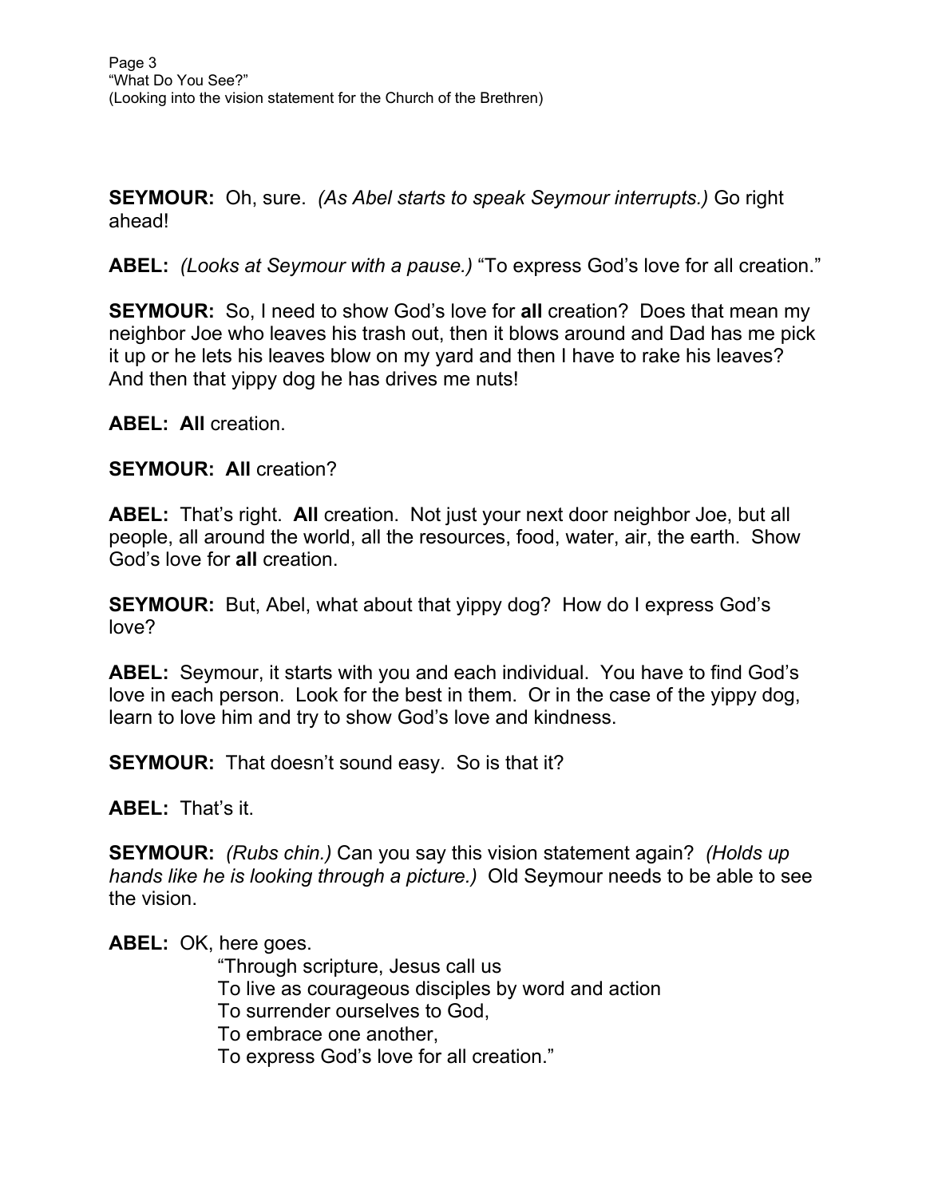**SEYMOUR:** Oh, sure. *(As Abel starts to speak Seymour interrupts.)* Go right ahead!

**ABEL:** *(Looks at Seymour with a pause.)* "To express God's love for all creation."

**SEYMOUR:** So, I need to show God's love for **all** creation? Does that mean my neighbor Joe who leaves his trash out, then it blows around and Dad has me pick it up or he lets his leaves blow on my yard and then I have to rake his leaves? And then that yippy dog he has drives me nuts!

**ABEL:** **All** creation.

**SEYMOUR:** **All** creation?

**ABEL:** That's right. **All** creation. Not just your next door neighbor Joe, but all people, all around the world, all the resources, food, water, air, the earth. Show God's love for **all** creation.

**SEYMOUR:** But, Abel, what about that yippy dog? How do I express God's love?

**ABEL:** Seymour, it starts with you and each individual. You have to find God's love in each person. Look for the best in them. Or in the case of the yippy dog, learn to love him and try to show God's love and kindness.

**SEYMOUR:** That doesn't sound easy. So is that it?

**ABEL:** That's it.

**SEYMOUR:** *(Rubs chin.)* Can you say this vision statement again? *(Holds up hands like he is looking through a picture.)* Old Seymour needs to be able to see the vision.

**ABEL:** OK, here goes.

"Through scripture, Jesus call us  
To live as courageous disciples by word and action  
To surrender ourselves to God,  
To embrace one another,  
To express God's love for all creation."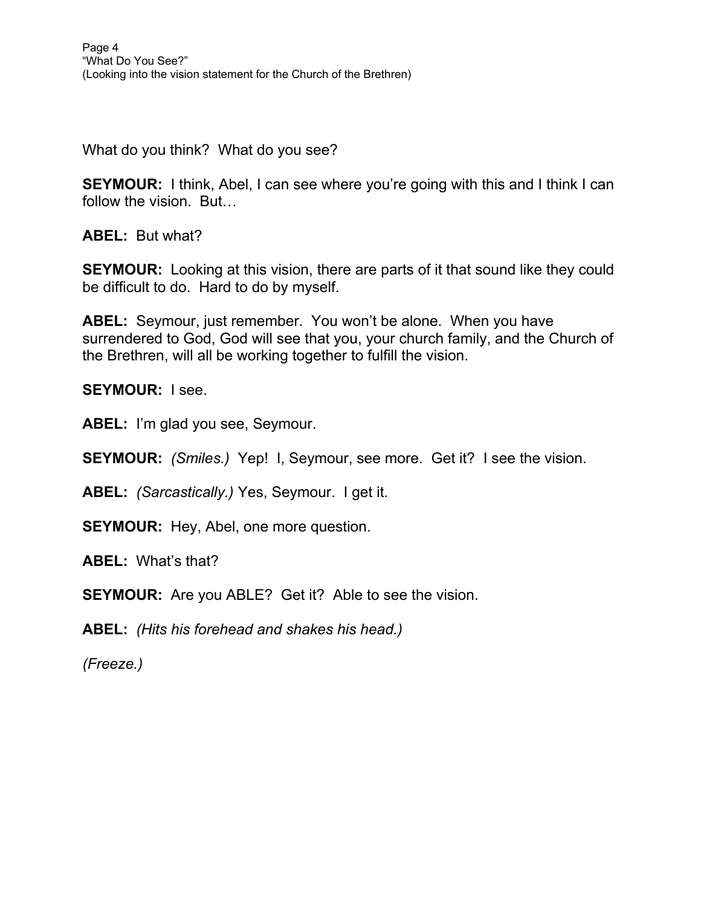What do you think? What do you see?

**SEYMOUR:** I think, Abel, I can see where you're going with this and I think I can follow the vision. But…

**ABEL:** But what?

**SEYMOUR:** Looking at this vision, there are parts of it that sound like they could be difficult to do. Hard to do by myself.

**ABEL:** Seymour, just remember. You won't be alone. When you have surrendered to God, God will see that you, your church family, and the Church of the Brethren, will all be working together to fulfill the vision.

**SEYMOUR:** I see.

**ABEL:** I'm glad you see, Seymour.

**SEYMOUR:** *(Smiles.)* Yep! I, Seymour, see more. Get it? I see the vision.

**ABEL:** *(Sarcastically.)* Yes, Seymour. I get it.

**SEYMOUR:** Hey, Abel, one more question.

**ABEL:** What's that?

**SEYMOUR:** Are you ABLE? Get it? Able to see the vision.

**ABEL:** *(Hits his forehead and shakes his head.)*

*(Freeze.)*